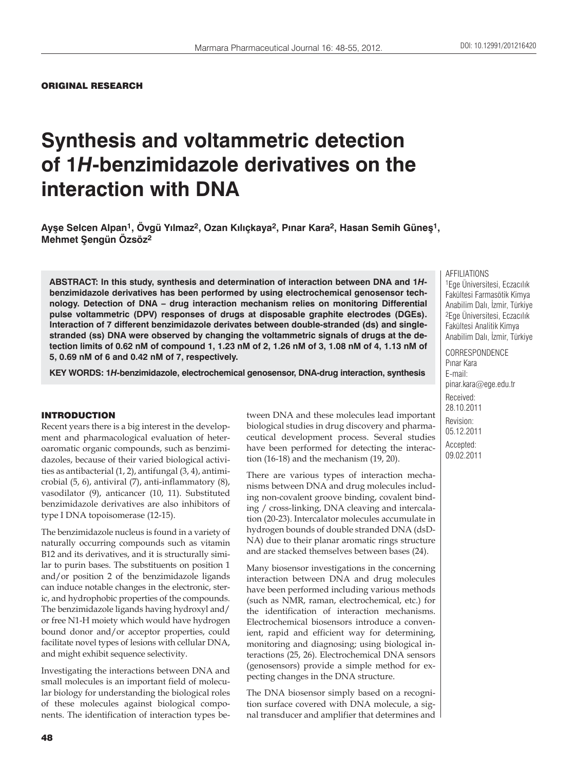ORIGINAL RESEARCH

# Synthesis and voltammetric detection of 1*H*-benzimidazole derivatives on the interaction with DNA

**Ayşe Selcen Alpan[1], Övgü Yılmaz[2], Ozan Kılıçkaya[2], Pınar Kara[2], Hasan Semih Güneş[1], Mehmet Şengün Özsöz[2]**

AFFILIATIONS
[1]Ege Üniversitesi, Eczacılık Fakültesi Farmasötik Kimya Anabilim Dalı, İzmir, Türkiye
[2]Ege Üniversitesi, Eczacılık Fakültesi Analitik Kimya Anabilim Dalı, İzmir, Türkiye

CORRESPONDENCE
Pınar Kara
E-mail:
pinar.kara@ege.edu.tr

Received:
28.10.2011
Revision:
05.12.2011
Accepted:
09.02.2011

**ABSTRACT: In this study, synthesis and determination of interaction between DNA and 1*H*-benzimidazole derivatives has been performed by using electrochemical genosensor technology. Detection of DNA – drug interaction mechanism relies on monitoring Differential pulse voltammetric (DPV) responses of drugs at disposable graphite electrodes (DGEs). Interaction of 7 different benzimidazole derivates between double-stranded (ds) and single-stranded (ss) DNA were observed by changing the voltammetric signals of drugs at the detection limits of 0.62 nM of compound 1, 1.23 nM of 2, 1.26 nM of 3, 1.08 nM of 4, 1.13 nM of 5, 0.69 nM of 6 and 0.42 nM of 7, respectively.**

**KEY WORDS: 1*H*-benzimidazole, electrochemical genosensor, DNA-drug interaction, synthesis**

## INTRODUCTION

Recent years there is a big interest in the development and pharmacological evaluation of heteroaromatic organic compounds, such as benzimidazoles, because of their varied biological activities as antibacterial (1, 2), antifungal (3, 4), antimicrobial (5, 6), antiviral (7), anti-inflammatory (8), vasodilator (9), anticancer (10, 11). Substituted benzimidazole derivatives are also inhibitors of type I DNA topoisomerase (12-15).

The benzimidazole nucleus is found in a variety of naturally occurring compounds such as vitamin B12 and its derivatives, and it is structurally similar to purin bases. The substituents on position 1 and/or position 2 of the benzimidazole ligands can induce notable changes in the electronic, steric, and hydrophobic properties of the compounds. The benzimidazole ligands having hydroxyl and/or free N1-H moiety which would have hydrogen bound donor and/or acceptor properties, could facilitate novel types of lesions with cellular DNA, and might exhibit sequence selectivity.

Investigating the interactions between DNA and small molecules is an important field of molecular biology for understanding the biological roles of these molecules against biological components. The identification of interaction types between DNA and these molecules lead important biological studies in drug discovery and pharmaceutical development process. Several studies have been performed for detecting the interaction (16-18) and the mechanism (19, 20).

There are various types of interaction mechanisms between DNA and drug molecules including non-covalent groove binding, covalent binding / cross-linking, DNA cleaving and intercalation (20-23). Intercalator molecules accumulate in hydrogen bounds of double stranded DNA (dsDNA) due to their planar aromatic rings structure and are stacked themselves between bases (24).

Many biosensor investigations in the concerning interaction between DNA and drug molecules have been performed including various methods (such as NMR, raman, electrochemical, etc.) for the identification of interaction mechanisms. Electrochemical biosensors introduce a convenient, rapid and efficient way for determining, monitoring and diagnosing; using biological interactions (25, 26). Electrochemical DNA sensors (genosensors) provide a simple method for expecting changes in the DNA structure.

The DNA biosensor simply based on a recognition surface covered with DNA molecule, a signal transducer and amplifier that determines and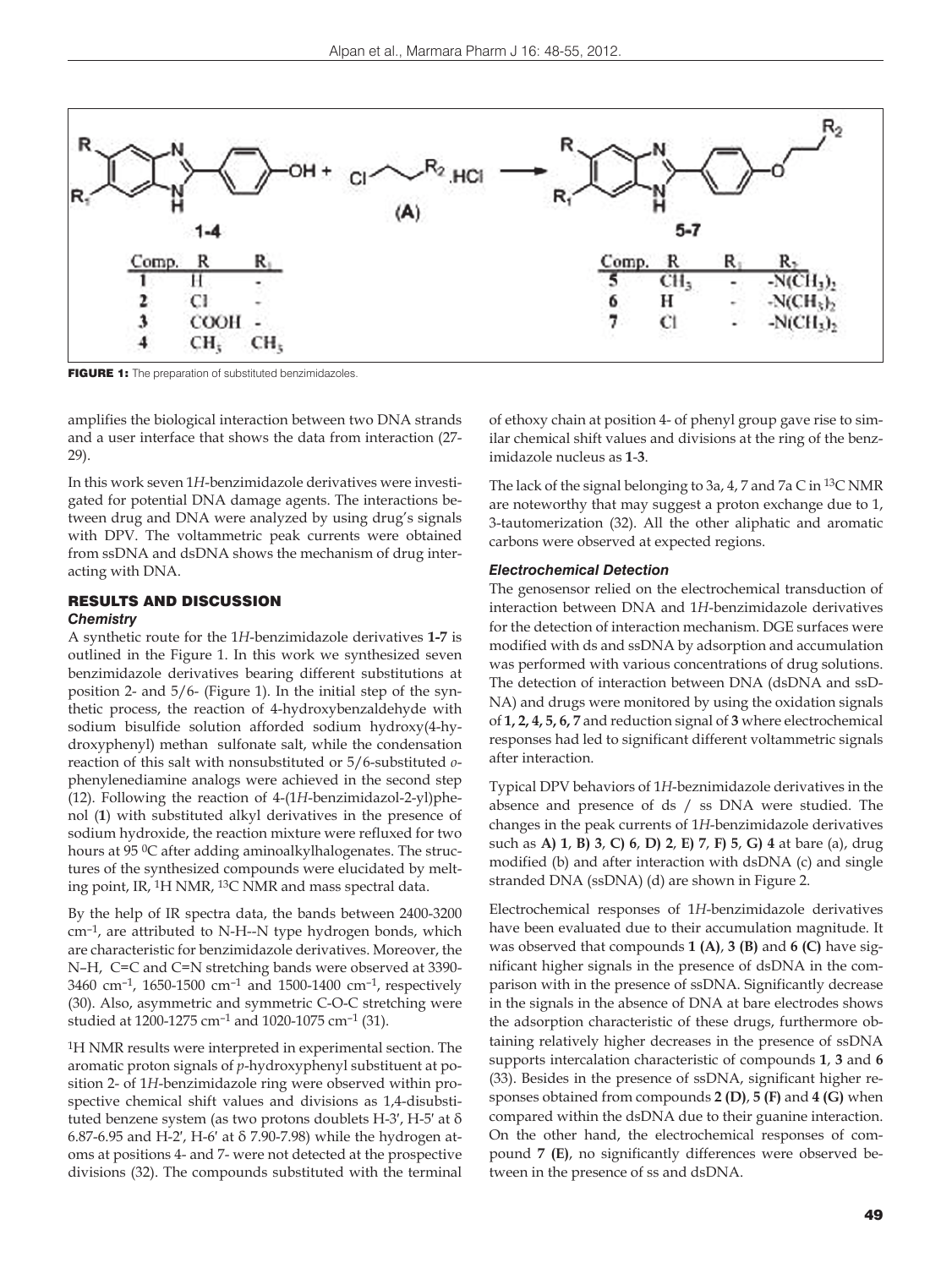FIGURE 1: The preparation of substituted benzimidazoles.

| Comp. | R | $R_1$ |
| --- | --- | --- |
| 1 | H | - |
| 2 | Cl | - |
| 3 | COOH | - |
| 4 | $CH_3$ | $CH_3$ |

| Comp. | R | $R_1$ | $R_2$ |
| --- | --- | --- | --- |
| 5 | $CH_3$ | - | $-N(CH_3)_2$ |
| 6 | H | - | $-N(CH_3)_2$ |
| 7 | Cl | - | $-N(CH_3)_2$ |

amplifies the biological interaction between two DNA strands and a user interface that shows the data from interaction (27-29).

In this work seven 1*H*-benzimidazole derivatives were investigated for potential DNA damage agents. The interactions between drug and DNA were analyzed by using drug's signals with DPV. The voltammetric peak currents were obtained from ssDNA and dsDNA shows the mechanism of drug interacting with DNA.

## RESULTS AND DISCUSSION

### Chemistry

A synthetic route for the 1*H*-benzimidazole derivatives **1-7** is outlined in the Figure 1. In this work we synthesized seven benzimidazole derivatives bearing different substitutions at position 2- and 5/6- (Figure 1). In the initial step of the synthetic process, the reaction of 4-hydroxybenzaldehyde with sodium bisulfide solution afforded sodium hydroxy(4-hydroxyphenyl) methan sulfonate salt, while the condensation reaction of this salt with nonsubstituted or 5/6-substituted *o*-phenylenediamine analogs were achieved in the second step (12). Following the reaction of 4-(1*H*-benzimidazol-2-yl)phenol (**1**) with substituted alkyl derivatives in the presence of sodium hydroxide, the reaction mixture were refluxed for two hours at 95 $^0$C after adding aminoalkylhalogenates. The structures of the synthesized compounds were elucidated by melting point, IR, $^1$H NMR, $^{13}$C NMR and mass spectral data.

By the help of IR spectra data, the bands between 2400-3200 cm$^{-1}$, are attributed to N-H--N type hydrogen bonds, which are characteristic for benzimidazole derivatives. Moreover, the N–H, C=C and C=N stretching bands were observed at 3390-3460 cm$^{-1}$, 1650-1500 cm$^{-1}$ and 1500-1400 cm$^{-1}$, respectively (30). Also, asymmetric and symmetric C-O-C stretching were studied at 1200-1275 cm$^{-1}$ and 1020-1075 cm$^{-1}$ (31).

$^1$H NMR results were interpreted in experimental section. The aromatic proton signals of *p*-hydroxyphenyl substituent at position 2- of 1*H*-benzimidazole ring were observed within prospective chemical shift values and divisions as 1,4-disubstituted benzene system (as two protons doublets H-3′, H-5′ at δ 6.87-6.95 and H-2′, H-6′ at δ 7.90-7.98) while the hydrogen atoms at positions 4- and 7- were not detected at the prospective divisions (32). The compounds substituted with the terminal of ethoxy chain at position 4- of phenyl group gave rise to similar chemical shift values and divisions at the ring of the benzimidazole nucleus as **1**-**3**.

The lack of the signal belonging to 3a, 4, 7 and 7a C in $^{13}$C NMR are noteworthy that may suggest a proton exchange due to 1, 3-tautomerization (32). All the other aliphatic and aromatic carbons were observed at expected regions.

### Electrochemical Detection

The genosensor relied on the electrochemical transduction of interaction between DNA and 1*H*-benzimidazole derivatives for the detection of interaction mechanism. DGE surfaces were modified with ds and ssDNA by adsorption and accumulation was performed with various concentrations of drug solutions. The detection of interaction between DNA (dsDNA and ssDNA) and drugs were monitored by using the oxidation signals of **1, 2, 4, 5, 6, 7** and reduction signal of **3** where electrochemical responses had led to significant different voltammetric signals after interaction.

Typical DPV behaviors of 1*H*-beznimidazole derivatives in the absence and presence of ds / ss DNA were studied. The changes in the peak currents of 1*H*-benzimidazole derivatives such as **A) 1**, **B) 3**, **C) 6**, **D) 2**, **E) 7**, **F) 5**, **G) 4** at bare (a), drug modified (b) and after interaction with dsDNA (c) and single stranded DNA (ssDNA) (d) are shown in Figure 2.

Electrochemical responses of 1*H*-benzimidazole derivatives have been evaluated due to their accumulation magnitude. It was observed that compounds **1 (A)**, **3 (B)** and **6 (C)** have significant higher signals in the presence of dsDNA in the comparison with in the presence of ssDNA. Significantly decrease in the signals in the absence of DNA at bare electrodes shows the adsorption characteristic of these drugs, furthermore obtaining relatively higher decreases in the presence of ssDNA supports intercalation characteristic of compounds **1**, **3** and **6** (33). Besides in the presence of ssDNA, significant higher responses obtained from compounds **2 (D)**, **5 (F)** and **4 (G)** when compared within the dsDNA due to their guanine interaction. On the other hand, the electrochemical responses of compound **7 (E)**, no significantly differences were observed between in the presence of ss and dsDNA.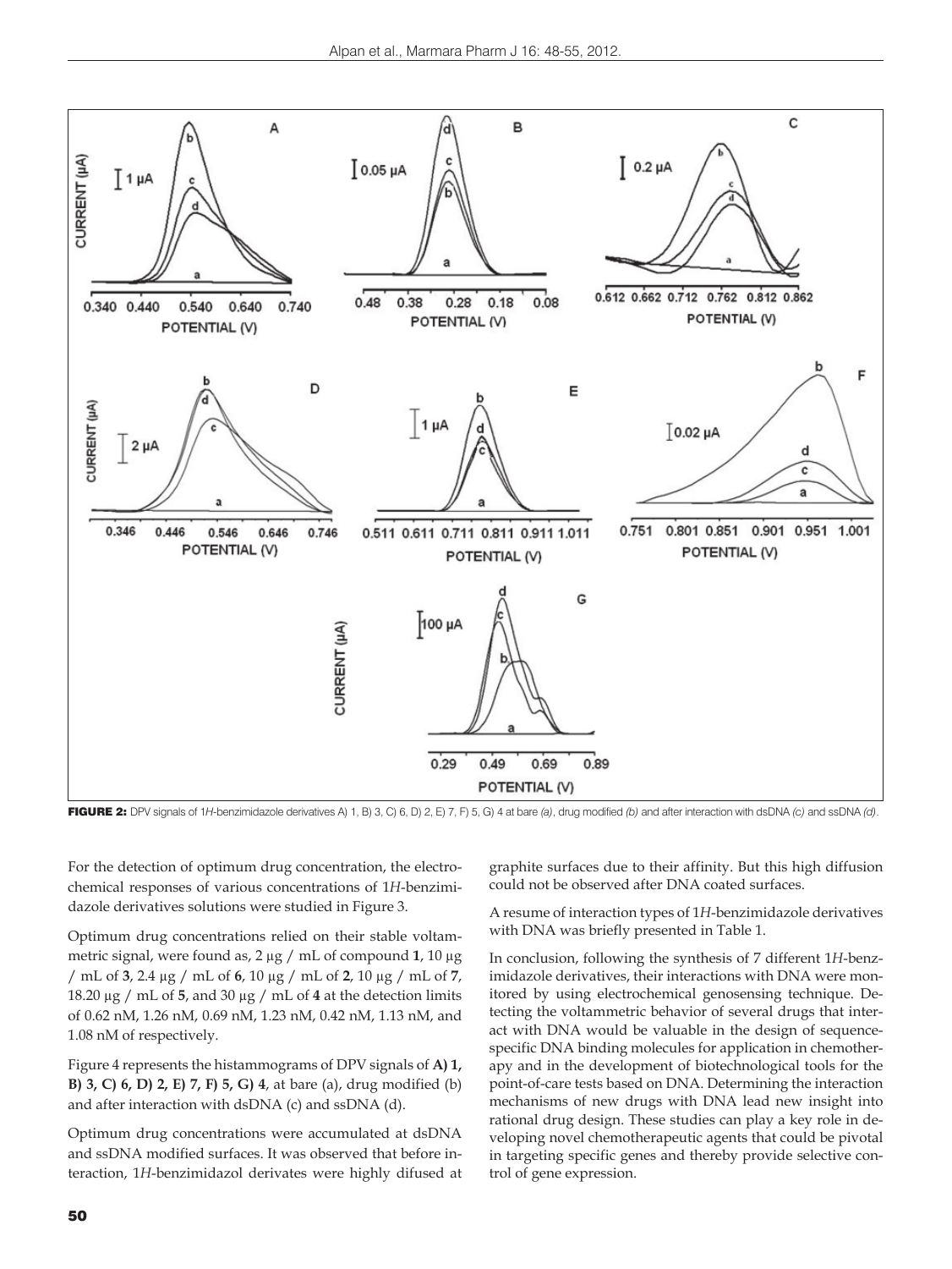**FIGURE 2:** DPV signals of 1*H*-benzimidazole derivatives A) 1, B) 3, C) 6, D) 2, E) 7, F) 5, G) 4 at bare *(a)*, drug modified *(b)* and after interaction with dsDNA *(c)* and ssDNA *(d)*.

For the detection of optimum drug concentration, the electrochemical responses of various concentrations of 1*H*-benzimidazole derivatives solutions were studied in Figure 3.

Optimum drug concentrations relied on their stable voltammetric signal, were found as, 2 μg / mL of compound **1**, 10 μg / mL of **3**, 2.4 μg / mL of **6**, 10 μg / mL of **2**, 10 μg / mL of **7**, 18.20 μg / mL of **5**, and 30 μg / mL of **4** at the detection limits of 0.62 nM, 1.26 nM, 0.69 nM, 1.23 nM, 0.42 nM, 1.13 nM, and 1.08 nM of respectively.

Figure 4 represents the histammograms of DPV signals of **A) 1, B) 3, C) 6, D) 2, E) 7, F) 5, G) 4**, at bare (a), drug modified (b) and after interaction with dsDNA (c) and ssDNA (d).

Optimum drug concentrations were accumulated at dsDNA and ssDNA modified surfaces. It was observed that before interaction, 1*H*-benzimidazol derivates were highly difused at graphite surfaces due to their affinity. But this high diffusion could not be observed after DNA coated surfaces.

A resume of interaction types of 1*H*-benzimidazole derivatives with DNA was briefly presented in Table 1.

In conclusion, following the synthesis of 7 different 1*H*-benzimidazole derivatives, their interactions with DNA were monitored by using electrochemical genosensing technique. Detecting the voltammetric behavior of several drugs that interact with DNA would be valuable in the design of sequence-specific DNA binding molecules for application in chemotherapy and in the development of biotechnological tools for the point-of-care tests based on DNA. Determining the interaction mechanisms of new drugs with DNA lead new insight into rational drug design. These studies can play a key role in developing novel chemotherapeutic agents that could be pivotal in targeting specific genes and thereby provide selective control of gene expression.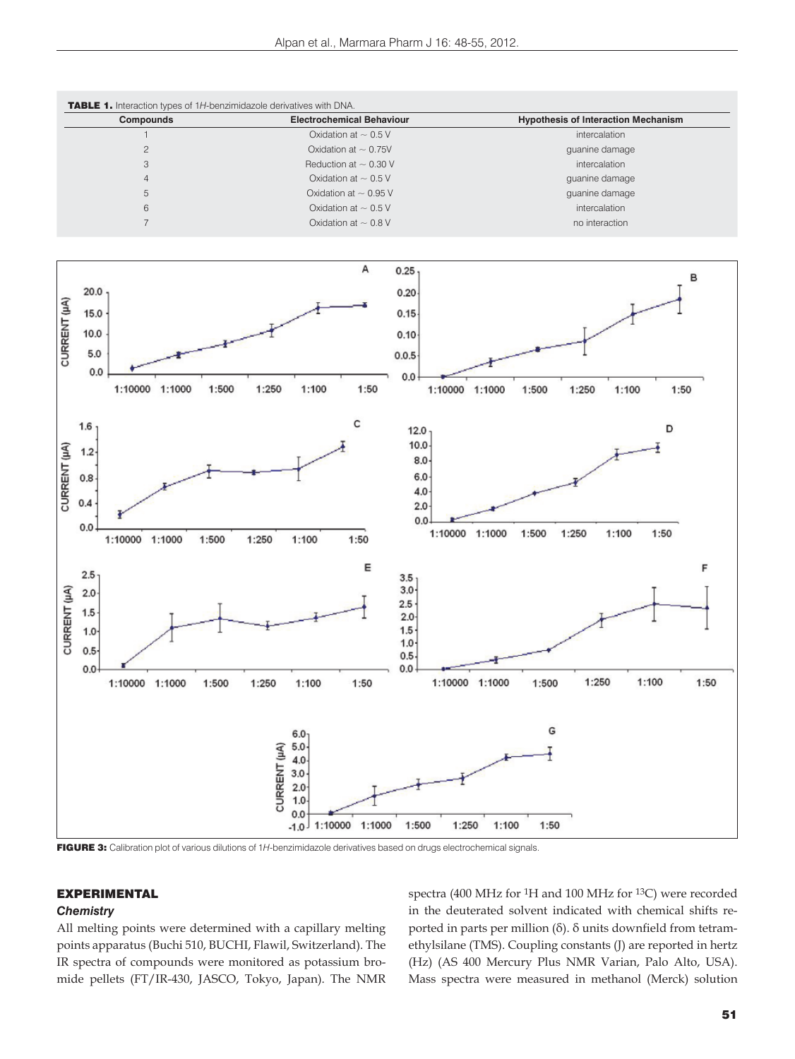**TABLE 1.** Interaction types of 1*H*-benzimidazole derivatives with DNA.

| Compounds | Electrochemical Behaviour | Hypothesis of Interaction Mechanism |
|---|---|---|
| 1 | Oxidation at ~ 0.5 V | intercalation |
| 2 | Oxidation at ~ 0.75V | guanine damage |
| 3 | Reduction at ~ 0.30 V | intercalation |
| 4 | Oxidation at ~ 0.5 V | guanine damage |
| 5 | Oxidation at ~ 0.95 V | guanine damage |
| 6 | Oxidation at ~ 0.5 V | intercalation |
| 7 | Oxidation at ~ 0.8 V | no interaction |

**FIGURE 3:** Calibration plot of various dilutions of 1*H*-benzimidazole derivatives based on drugs electrochemical signals.

## EXPERIMENTAL

### *Chemistry*

All melting points were determined with a capillary melting points apparatus (Buchi 510, BUCHI, Flawil, Switzerland). The IR spectra of compounds were monitored as potassium bromide pellets (FT/IR-430, JASCO, Tokyo, Japan). The NMR spectra (400 MHz for $^1$H and 100 MHz for $^{13}$C) were recorded in the deuterated solvent indicated with chemical shifts reported in parts per million (δ). δ units downfield from tetramethylsilane (TMS). Coupling constants (J) are reported in hertz (Hz) (AS 400 Mercury Plus NMR Varian, Palo Alto, USA). Mass spectra were measured in methanol (Merck) solution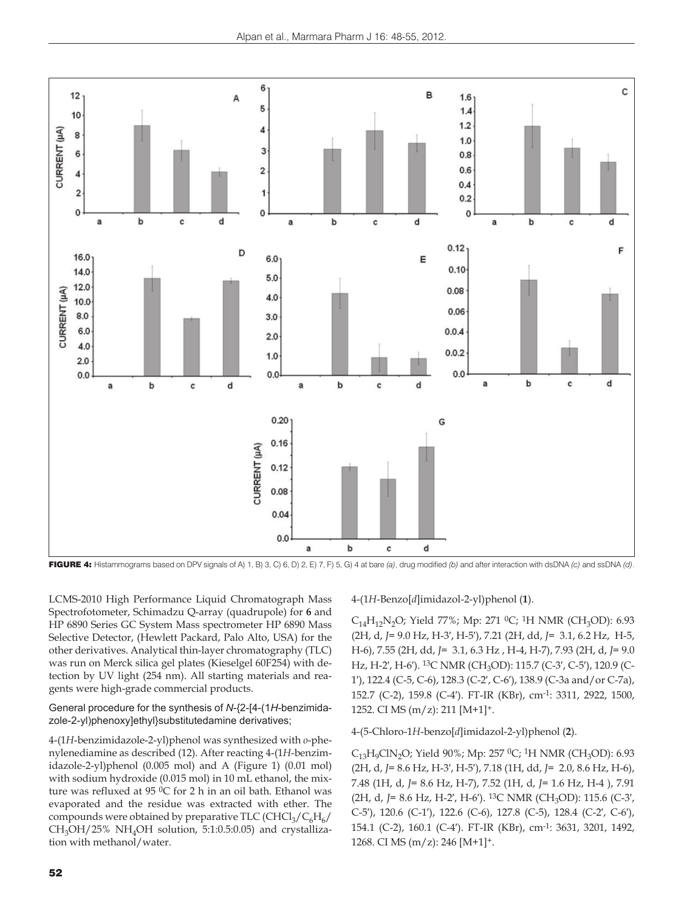**FIGURE 4:** Histammograms based on DPV signals of A) 1, B) 3, C) 6, D) 2, E) 7, F) 5, G) 4 at bare *(a)*, drug modified *(b)* and after interaction with dsDNA *(c)* and ssDNA *(d)*.

LCMS-2010 High Performance Liquid Chromatograph Mass Spectrofotometer, Schimadzu Q-array (quadrupole) for **6** and HP 6890 Series GC System Mass spectrometer HP 6890 Mass Selective Detector, (Hewlett Packard, Palo Alto, USA) for the other derivatives. Analytical thin-layer chromatography (TLC) was run on Merck silica gel plates (Kieselgel 60F254) with detection by UV light (254 nm). All starting materials and reagents were high-grade commercial products.

### General procedure for the synthesis of *N*-{2-[4-(1*H*-benzimidazole-2-yl)phenoxy]ethyl}substitutedamine derivatives;

4-(1*H*-benzimidazole-2-yl)phenol was synthesized with *o*-phenylenediamine as described (12). After reacting 4-(1*H*-benzimidazole-2-yl)phenol (0.005 mol) and A (Figure 1) (0.01 mol) with sodium hydroxide (0.015 mol) in 10 mL ethanol, the mixture was refluxed at 95 $^0$C for 2 h in an oil bath. Ethanol was evaporated and the residue was extracted with ether. The compounds were obtained by preparative TLC ($CHCl_3$/$C_6H_6$/$CH_3OH$/25% $NH_4OH$ solution, 5:1:0.5:0.05) and crystallization with methanol/water.

4-(1*H*-Benzo[*d*]imidazol-2-yl)phenol (**1**).

$C_{14}H_{12}N_2O$; Yield 77%; Mp: 271 $^0$C; $^1$H NMR ($CH_3OD$): 6.93 (2H, d, *J*= 9.0 Hz, H-3′, H-5′), 7.21 (2H, dd, *J*= 3.1, 6.2 Hz, H-5, H-6), 7.55 (2H, dd, *J*= 3.1, 6.3 Hz , H-4, H-7), 7.93 (2H, d, *J*= 9.0 Hz, H-2′, H-6′). $^{13}$C NMR ($CH_3OD$): 115.7 (C-3′, C-5′), 120.9 (C-1′), 122.4 (C-5, C-6), 128.3 (C-2′, C-6′), 138.9 (C-3a and/or C-7a), 152.7 (C-2), 159.8 (C-4′). FT-IR (KBr), cm$^{-1}$: 3311, 2922, 1500, 1252. CI MS (m/z): 211 $[M+1]^+$.

4-(5-Chloro-1*H*-benzo[*d*]imidazol-2-yl)phenol (**2**).

$C_{13}H_9ClN_2O$; Yield 90%; Mp: 257 $^0$C; $^1$H NMR ($CH_3OD$): 6.93 (2H, d, *J*= 8.6 Hz, H-3′, H-5′), 7.18 (1H, dd, *J*= 2.0, 8.6 Hz, H-6), 7.48 (1H, d, *J*= 8.6 Hz, H-7), 7.52 (1H, d, *J*= 1.6 Hz, H-4 ), 7.91 (2H, d, *J*= 8.6 Hz, H-2′, H-6′). $^{13}$C NMR ($CH_3OD$): 115.6 (C-3′, C-5′), 120.6 (C-1′), 122.6 (C-6), 127.8 (C-5), 128.4 (C-2′, C-6′), 154.1 (C-2), 160.1 (C-4′). FT-IR (KBr), cm$^{-1}$: 3631, 3201, 1492, 1268. CI MS (m/z): 246 $[M+1]^+$.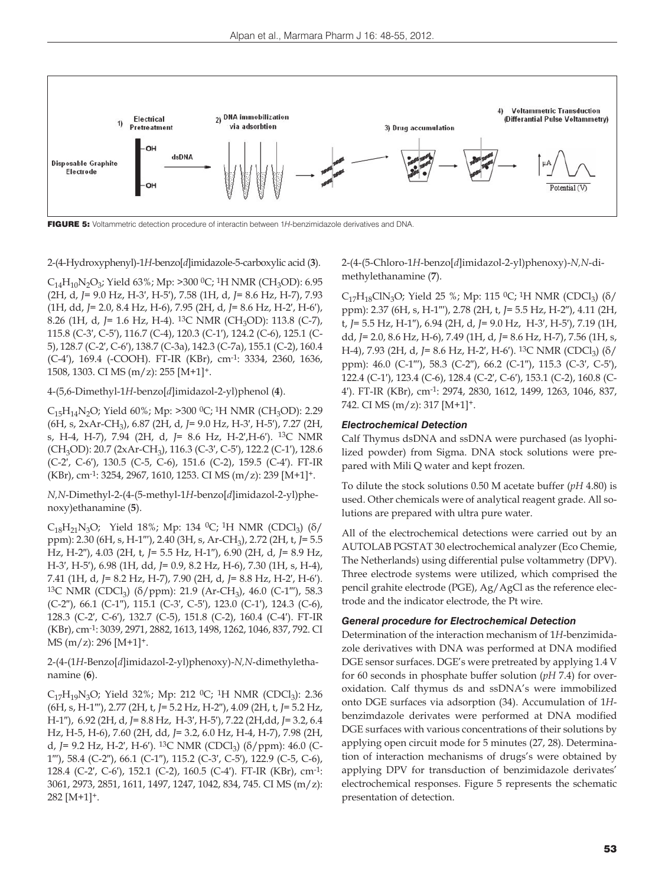FIGURE 5: Voltammetric detection procedure of interactin between 1*H*-benzimidazole derivatives and DNA.

2-(4-Hydroxyphenyl)-1*H*-benzo[*d*]imidazole-5-carboxylic acid (**3**).

$C_{14}H_{10}N_2O_3$; Yield 63%; Mp: >300 $^0$C; $^1$H NMR ($CH_3OD$): 6.95 (2H, d, *J*= 9.0 Hz, H-3', H-5'), 7.58 (1H, d, *J*= 8.6 Hz, H-7), 7.93 (1H, dd, *J*= 2.0, 8.4 Hz, H-6), 7.95 (2H, d, *J*= 8.6 Hz, H-2', H-6'), 8.26 (1H, d, *J*= 1.6 Hz, H-4). $^{13}$C NMR ($CH_3OD$): 113.8 (C-7), 115.8 (C-3', C-5'), 116.7 (C-4), 120.3 (C-1'), 124.2 (C-6), 125.1 (C-5), 128.7 (C-2', C-6'), 138.7 (C-3a), 142.3 (C-7a), 155.1 (C-2), 160.4 (C-4'), 169.4 (-COOH). FT-IR (KBr), cm$^{-1}$: 3334, 2360, 1636, 1508, 1303. CI MS (m/z): 255 [M+1]$^+$.

4-(5,6-Dimethyl-1*H*-benzo[*d*]imidazol-2-yl)phenol (**4**).

$C_{15}H_{14}N_2O$; Yield 60%; Mp: >300 $^0$C; $^1$H NMR ($CH_3OD$): 2.29 (6H, s, 2xAr-$CH_3$), 6.87 (2H, d, *J*= 9.0 Hz, H-3', H-5'), 7.27 (2H, s, H-4, H-7), 7.94 (2H, d, *J*= 8.6 Hz, H-2',H-6'). $^{13}$C NMR ($CH_3OD$): 20.7 (2xAr-$CH_3$), 116.3 (C-3', C-5'), 122.2 (C-1'), 128.6 (C-2', C-6'), 130.5 (C-5, C-6), 151.6 (C-2), 159.5 (C-4'). FT-IR (KBr), cm$^{-1}$: 3254, 2967, 1610, 1253. CI MS (m/z): 239 [M+1]$^+$.

*N,N*-Dimethyl-2-(4-(5-methyl-1*H*-benzo[*d*]imidazol-2-yl)phenoxy)ethanamine (**5**).

$C_{18}H_{21}N_3O$; Yield 18%; Mp: 134 $^0$C; $^1$H NMR ($CDCl_3$) (δ/ppm): 2.30 (6H, s, H-1'''), 2.40 (3H, s, Ar-$CH_3$), 2.72 (2H, t, *J*= 5.5 Hz, H-2''), 4.03 (2H, t, *J*= 5.5 Hz, H-1''), 6.90 (2H, d, *J*= 8.9 Hz, H-3', H-5'), 6.98 (1H, dd, *J*= 0.9, 8.2 Hz, H-6), 7.30 (1H, s, H-4), 7.41 (1H, d, *J*= 8.2 Hz, H-7), 7.90 (2H, d, *J*= 8.8 Hz, H-2', H-6'). $^{13}$C NMR ($CDCl_3$) (δ/ppm): 21.9 (Ar-$CH_3$), 46.0 (C-1'''), 58.3 (C-2''), 66.1 (C-1''), 115.1 (C-3', C-5'), 123.0 (C-1'), 124.3 (C-6), 128.3 (C-2', C-6'), 132.7 (C-5), 151.8 (C-2), 160.4 (C-4'). FT-IR (KBr), cm$^{-1}$: 3039, 2971, 2882, 1613, 1498, 1262, 1046, 837, 792. CI MS (m/z): 296 [M+1]$^+$.

2-(4-(1*H*-Benzo[*d*]imidazol-2-yl)phenoxy)-*N,N*-dimethylethanamine (**6**).

$C_{17}H_{19}N_3O$; Yield 32%; Mp: 212 $^0$C; $^1$H NMR ($CDCl_3$): 2.36 (6H, s, H-1'''), 2.77 (2H, t, *J*= 5.2 Hz, H-2''), 4.09 (2H, t, *J*= 5.2 Hz, H-1''), 6.92 (2H, d, *J*= 8.8 Hz, H-3', H-5'), 7.22 (2H,dd, *J*= 3.2, 6.4 Hz, H-5, H-6), 7.60 (2H, dd, *J*= 3.2, 6.0 Hz, H-4, H-7), 7.98 (2H, d, *J*= 9.2 Hz, H-2', H-6'). $^{13}$C NMR ($CDCl_3$) (δ/ppm): 46.0 (C-1'''), 58.4 (C-2''), 66.1 (C-1''), 115.2 (C-3', C-5'), 122.9 (C-5, C-6), 128.4 (C-2', C-6'), 152.1 (C-2), 160.5 (C-4'). FT-IR (KBr), cm$^{-1}$: 3061, 2973, 2851, 1611, 1497, 1247, 1042, 834, 745. CI MS (m/z): 282 [M+1]$^+$.

2-(4-(5-Chloro-1*H*-benzo[*d*]imidazol-2-yl)phenoxy)-*N,N*-dimethylethanamine (**7**).

$C_{17}H_{18}ClN_3O$; Yield 25 %; Mp: 115 $^0$C; $^1$H NMR ($CDCl_3$) (δ/ppm): 2.37 (6H, s, H-1'''), 2.78 (2H, t, *J*= 5.5 Hz, H-2''), 4.11 (2H, t, *J*= 5.5 Hz, H-1''), 6.94 (2H, d, *J*= 9.0 Hz, H-3', H-5'), 7.19 (1H, dd, *J*= 2.0, 8.6 Hz, H-6), 7.49 (1H, d, *J*= 8.6 Hz, H-7), 7.56 (1H, s, H-4), 7.93 (2H, d, *J*= 8.6 Hz, H-2', H-6'). $^{13}$C NMR ($CDCl_3$) (δ/ppm): 46.0 (C-1'''), 58.3 (C-2''), 66.2 (C-1''), 115.3 (C-3', C-5'), 122.4 (C-1'), 123.4 (C-6), 128.4 (C-2', C-6'), 153.1 (C-2), 160.8 (C-4'). FT-IR (KBr), cm$^{-1}$: 2974, 2830, 1612, 1499, 1263, 1046, 837, 742. CI MS (m/z): 317 [M+1]$^+$.

### *Electrochemical Detection*

Calf Thymus dsDNA and ssDNA were purchased (as lyophilized powder) from Sigma. DNA stock solutions were prepared with Mili Q water and kept frozen.

To dilute the stock solutions 0.50 M acetate buffer (*pH* 4.80) is used. Other chemicals were of analytical reagent grade. All solutions are prepared with ultra pure water.

All of the electrochemical detections were carried out by an AUTOLAB PGSTAT 30 electrochemical analyzer (Eco Chemie, The Netherlands) using differential pulse voltammetry (DPV). Three electrode systems were utilized, which comprised the pencil grahite electrode (PGE), Ag/AgCl as the reference electrode and the indicator electrode, the Pt wire.

### *General procedure for Electrochemical Detection*

Determination of the interaction mechanism of 1*H*-benzimidazole derivatives with DNA was performed at DNA modified DGE sensor surfaces. DGE's were pretreated by applying 1.4 V for 60 seconds in phosphate buffer solution (*pH* 7.4) for overoxidation. Calf thymus ds and ssDNA's were immobilized onto DGE surfaces via adsorption (34). Accumulation of 1*H*-benzimdazole derivates were performed at DNA modified DGE surfaces with various concentrations of their solutions by applying open circuit mode for 5 minutes (27, 28). Determination of interaction mechanisms of drugs's were obtained by applying DPV for transduction of benzimidazole derivates' electrochemical responses. Figure 5 represents the schematic presentation of detection.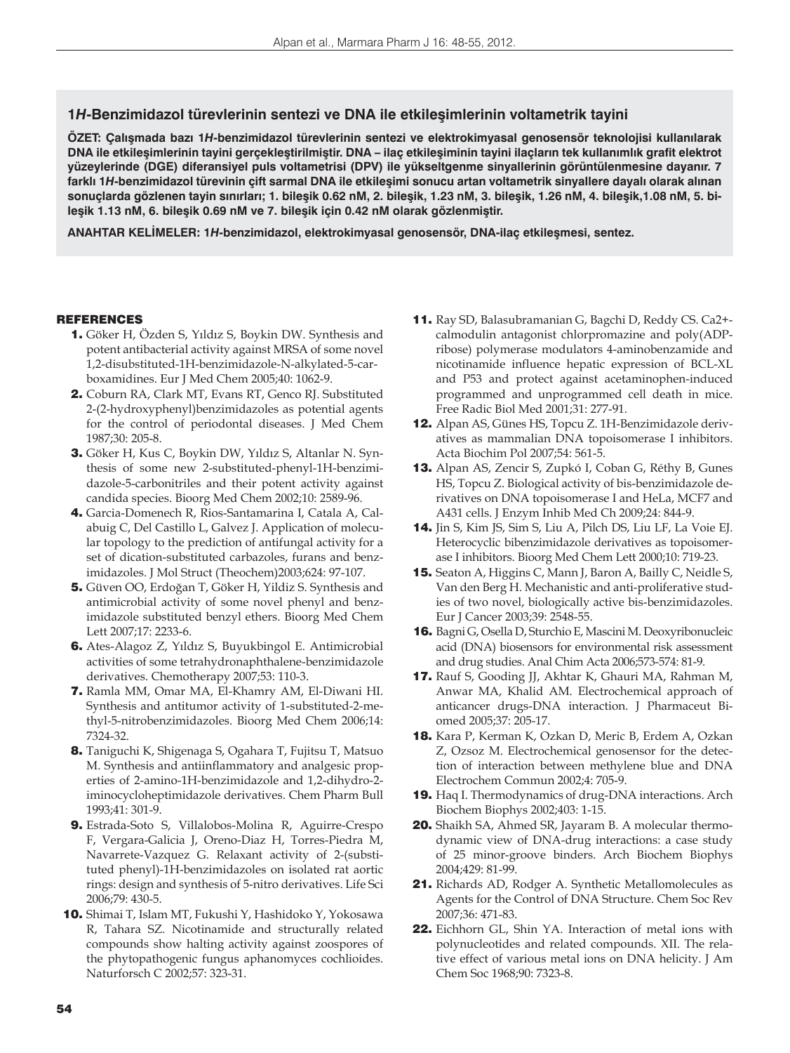## 1*H*-Benzimidazol türevlerinin sentezi ve DNA ile etkileşimlerinin voltametrik tayini

**ÖZET: Çalışmada bazı 1*H*-benzimidazol türevlerinin sentezi ve elektrokimyasal genosensör teknolojisi kullanılarak DNA ile etkileşimlerinin tayini gerçekleştirilmiştir. DNA – ilaç etkileşiminin tayini ilaçların tek kullanımlık grafit elektrot yüzeylerinde (DGE) diferansiyel puls voltametrisi (DPV) ile yükseltgenme sinyallerinin görüntülenmesine dayanır. 7 farklı 1*H*-benzimidazol türevinin çift sarmal DNA ile etkileşimi sonucu artan voltametrik sinyallere dayalı olarak alınan sonuçlarda gözlenen tayin sınırları; 1. bileşik 0.62 nM, 2. bileşik, 1.23 nM, 3. bileşik, 1.26 nM, 4. bileşik,1.08 nM, 5. bileşik 1.13 nM, 6. bileşik 0.69 nM ve 7. bileşik için 0.42 nM olarak gözlenmiştir.**

**ANAHTAR KELİMELER: 1*H*-benzimidazol, elektrokimyasal genosensör, DNA-ilaç etkileşmesi, sentez.**

### REFERENCES

1. Göker H, Özden S, Yıldız S, Boykin DW. Synthesis and potent antibacterial activity against MRSA of some novel 1,2-disubstituted-1H-benzimidazole-N-alkylated-5-carboxamidines. Eur J Med Chem 2005;40: 1062-9.
2. Coburn RA, Clark MT, Evans RT, Genco RJ. Substituted 2-(2-hydroxyphenyl)benzimidazoles as potential agents for the control of periodontal diseases. J Med Chem 1987;30: 205-8.
3. Göker H, Kus C, Boykin DW, Yıldız S, Altanlar N. Synthesis of some new 2-substituted-phenyl-1H-benzimidazole-5-carbonitriles and their potent activity against candida species. Bioorg Med Chem 2002;10: 2589-96.
4. Garcia-Domenech R, Rios-Santamarina I, Catala A, Calabuig C, Del Castillo L, Galvez J. Application of molecular topology to the prediction of antifungal activity for a set of dication-substituted carbazoles, furans and benzimidazoles. J Mol Struct (Theochem)2003;624: 97-107.
5. Güven OO, Erdoğan T, Göker H, Yildiz S. Synthesis and antimicrobial activity of some novel phenyl and benzimidazole substituted benzyl ethers. Bioorg Med Chem Lett 2007;17: 2233-6.
6. Ates-Alagoz Z, Yıldız S, Buyukbingol E. Antimicrobial activities of some tetrahydronaphthalene-benzimidazole derivatives. Chemotherapy 2007;53: 110-3.
7. Ramla MM, Omar MA, El-Khamry AM, El-Diwani HI. Synthesis and antitumor activity of 1-substituted-2-methyl-5-nitrobenzimidazoles. Bioorg Med Chem 2006;14: 7324-32.
8. Taniguchi K, Shigenaga S, Ogahara T, Fujitsu T, Matsuo M. Synthesis and antiinflammatory and analgesic properties of 2-amino-1H-benzimidazole and 1,2-dihydro-2-iminocycloheptimidazole derivatives. Chem Pharm Bull 1993;41: 301-9.
9. Estrada-Soto S, Villalobos-Molina R, Aguirre-Crespo F, Vergara-Galicia J, Oreno-Diaz H, Torres-Piedra M, Navarrete-Vazquez G. Relaxant activity of 2-(substituted phenyl)-1H-benzimidazoles on isolated rat aortic rings: design and synthesis of 5-nitro derivatives. Life Sci 2006;79: 430-5.
10. Shimai T, Islam MT, Fukushi Y, Hashidoko Y, Yokosawa R, Tahara SZ. Nicotinamide and structurally related compounds show halting activity against zoospores of the phytopathogenic fungus aphanomyces cochlioides. Naturforsch C 2002;57: 323-31.
11. Ray SD, Balasubramanian G, Bagchi D, Reddy CS. Ca2+-calmodulin antagonist chlorpromazine and poly(ADP-ribose) polymerase modulators 4-aminobenzamide and nicotinamide influence hepatic expression of BCL-XL and P53 and protect against acetaminophen-induced programmed and unprogrammed cell death in mice. Free Radic Biol Med 2001;31: 277-91.
12. Alpan AS, Günes HS, Topcu Z. 1H-Benzimidazole derivatives as mammalian DNA topoisomerase I inhibitors. Acta Biochim Pol 2007;54: 561-5.
13. Alpan AS, Zencir S, Zupkó I, Coban G, Réthy B, Gunes HS, Topcu Z. Biological activity of bis-benzimidazole derivatives on DNA topoisomerase I and HeLa, MCF7 and A431 cells. J Enzym Inhib Med Ch 2009;24: 844-9.
14. Jin S, Kim JS, Sim S, Liu A, Pilch DS, Liu LF, La Voie EJ. Heterocyclic bibenzimidazole derivatives as topoisomerase I inhibitors. Bioorg Med Chem Lett 2000;10: 719-23.
15. Seaton A, Higgins C, Mann J, Baron A, Bailly C, Neidle S, Van den Berg H. Mechanistic and anti-proliferative studies of two novel, biologically active bis-benzimidazoles. Eur J Cancer 2003;39: 2548-55.
16. Bagni G, Osella D, Sturchio E, Mascini M. Deoxyribonucleic acid (DNA) biosensors for environmental risk assessment and drug studies. Anal Chim Acta 2006;573-574: 81-9.
17. Rauf S, Gooding JJ, Akhtar K, Ghauri MA, Rahman M, Anwar MA, Khalid AM. Electrochemical approach of anticancer drugs-DNA interaction. J Pharmaceut Biomed 2005;37: 205-17.
18. Kara P, Kerman K, Ozkan D, Meric B, Erdem A, Ozkan Z, Ozsoz M. Electrochemical genosensor for the detection of interaction between methylene blue and DNA Electrochem Commun 2002;4: 705-9.
19. Haq I. Thermodynamics of drug-DNA interactions. Arch Biochem Biophys 2002;403: 1-15.
20. Shaikh SA, Ahmed SR, Jayaram B. A molecular thermodynamic view of DNA-drug interactions: a case study of 25 minor-groove binders. Arch Biochem Biophys 2004;429: 81-99.
21. Richards AD, Rodger A. Synthetic Metallomolecules as Agents for the Control of DNA Structure. Chem Soc Rev 2007;36: 471-83.
22. Eichhorn GL, Shin YA. Interaction of metal ions with polynucleotides and related compounds. XII. The relative effect of various metal ions on DNA helicity. J Am Chem Soc 1968;90: 7323-8.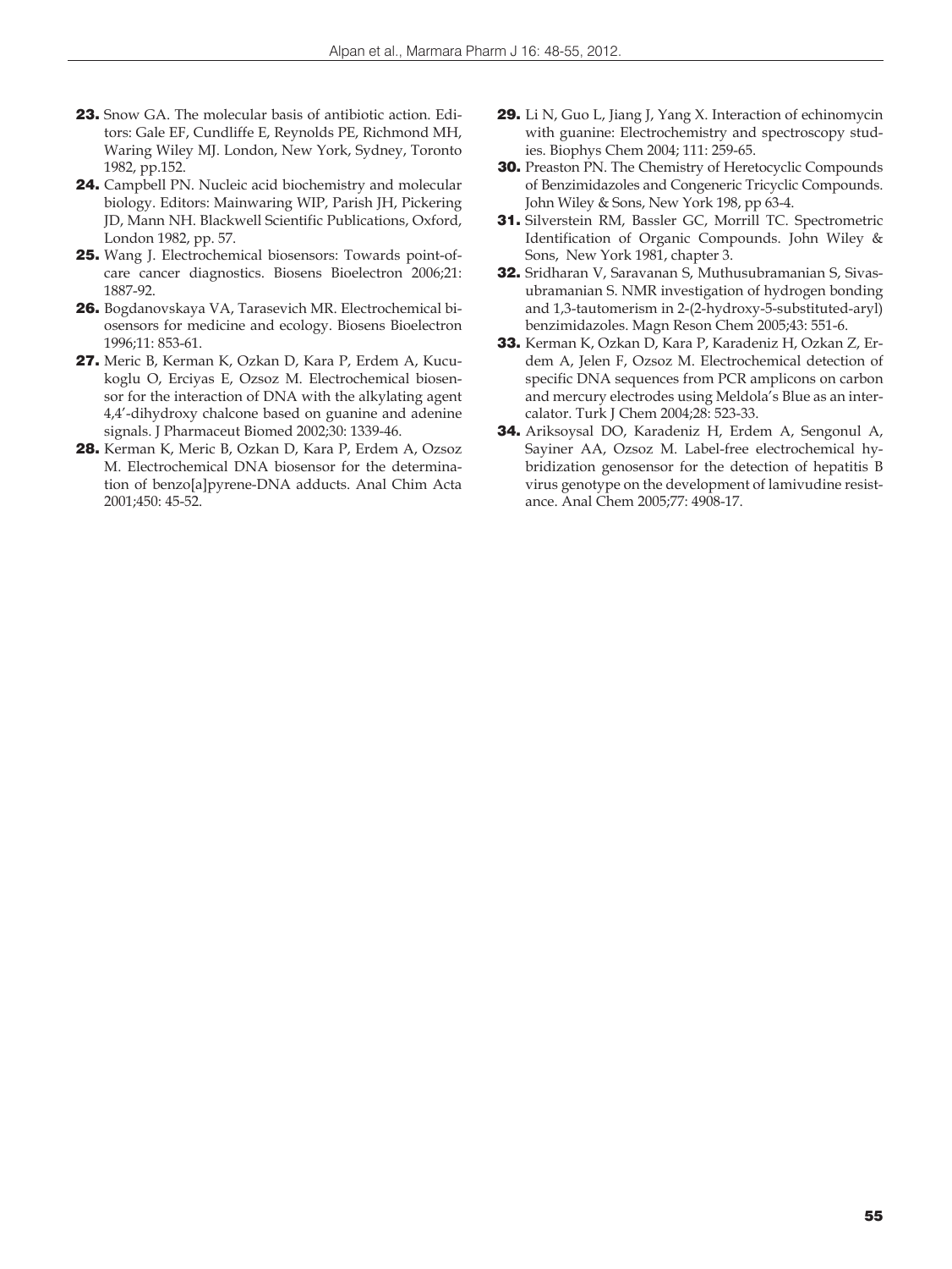23. Snow GA. The molecular basis of antibiotic action. Editors: Gale EF, Cundliffe E, Reynolds PE, Richmond MH, Waring Wiley MJ. London, New York, Sydney, Toronto 1982, pp.152.
24. Campbell PN. Nucleic acid biochemistry and molecular biology. Editors: Mainwaring WIP, Parish JH, Pickering JD, Mann NH. Blackwell Scientific Publications, Oxford, London 1982, pp. 57.
25. Wang J. Electrochemical biosensors: Towards point-of-care cancer diagnostics. Biosens Bioelectron 2006;21: 1887-92.
26. Bogdanovskaya VA, Tarasevich MR. Electrochemical biosensors for medicine and ecology. Biosens Bioelectron 1996;11: 853-61.
27. Meric B, Kerman K, Ozkan D, Kara P, Erdem A, Kucukoglu O, Erciyas E, Ozsoz M. Electrochemical biosensor for the interaction of DNA with the alkylating agent 4,4'-dihydroxy chalcone based on guanine and adenine signals. J Pharmaceut Biomed 2002;30: 1339-46.
28. Kerman K, Meric B, Ozkan D, Kara P, Erdem A, Ozsoz M. Electrochemical DNA biosensor for the determination of benzo[a]pyrene-DNA adducts. Anal Chim Acta 2001;450: 45-52.
29. Li N, Guo L, Jiang J, Yang X. Interaction of echinomycin with guanine: Electrochemistry and spectroscopy studies. Biophys Chem 2004; 111: 259-65.
30. Preaston PN. The Chemistry of Heretocyclic Compounds of Benzimidazoles and Congeneric Tricyclic Compounds. John Wiley & Sons, New York 198, pp 63-4.
31. Silverstein RM, Bassler GC, Morrill TC. Spectrometric Identification of Organic Compounds. John Wiley & Sons, New York 1981, chapter 3.
32. Sridharan V, Saravanan S, Muthusubramanian S, Sivasubramanian S. NMR investigation of hydrogen bonding and 1,3-tautomerism in 2-(2-hydroxy-5-substituted-aryl) benzimidazoles. Magn Reson Chem 2005;43: 551-6.
33. Kerman K, Ozkan D, Kara P, Karadeniz H, Ozkan Z, Erdem A, Jelen F, Ozsoz M. Electrochemical detection of specific DNA sequences from PCR amplicons on carbon and mercury electrodes using Meldola's Blue as an intercalator. Turk J Chem 2004;28: 523-33.
34. Ariksoysal DO, Karadeniz H, Erdem A, Sengonul A, Sayiner AA, Ozsoz M. Label-free electrochemical hybridization genosensor for the detection of hepatitis B virus genotype on the development of lamivudine resistance. Anal Chem 2005;77: 4908-17.